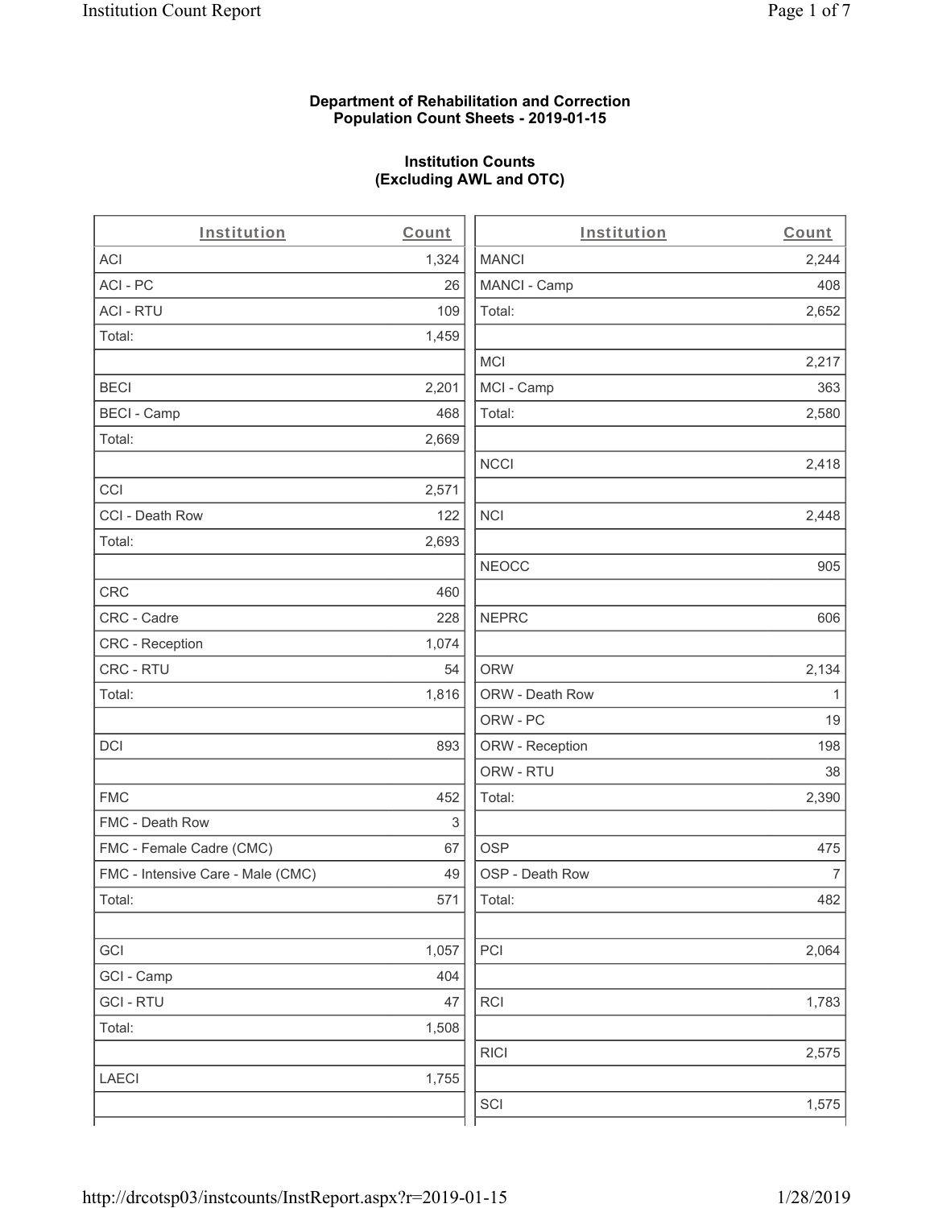**Department of Rehabilitation and Correction**
**Population Count Sheets - 2019-01-15**

**Institution Counts**
**(Excluding AWL and OTC)**

| Institution | Count |
|---|---|
| ACI | 1,324 |
| ACI - PC | 26 |
| ACI - RTU | 109 |
| Total: | 1,459 |
| | |
| BECI | 2,201 |
| BECI - Camp | 468 |
| Total: | 2,669 |
| | |
| CCI | 2,571 |
| CCI - Death Row | 122 |
| Total: | 2,693 |
| | |
| CRC | 460 |
| CRC - Cadre | 228 |
| CRC - Reception | 1,074 |
| CRC - RTU | 54 |
| Total: | 1,816 |
| | |
| DCI | 893 |
| | |
| FMC | 452 |
| FMC - Death Row | 3 |
| FMC - Female Cadre (CMC) | 67 |
| FMC - Intensive Care - Male (CMC) | 49 |
| Total: | 571 |
| | |
| GCI | 1,057 |
| GCI - Camp | 404 |
| GCI - RTU | 47 |
| Total: | 1,508 |
| | |
| LAECI | 1,755 |

| Institution | Count |
|---|---|
| MANCI | 2,244 |
| MANCI - Camp | 408 |
| Total: | 2,652 |
| | |
| MCI | 2,217 |
| MCI - Camp | 363 |
| Total: | 2,580 |
| | |
| NCCI | 2,418 |
| | |
| NCI | 2,448 |
| | |
| NEOCC | 905 |
| | |
| NEPRC | 606 |
| | |
| ORW | 2,134 |
| ORW - Death Row | 1 |
| ORW - PC | 19 |
| ORW - Reception | 198 |
| ORW - RTU | 38 |
| Total: | 2,390 |
| | |
| OSP | 475 |
| OSP - Death Row | 7 |
| Total: | 482 |
| | |
| PCI | 2,064 |
| | |
| RCI | 1,783 |
| | |
| RICI | 2,575 |
| | |
| SCI | 1,575 |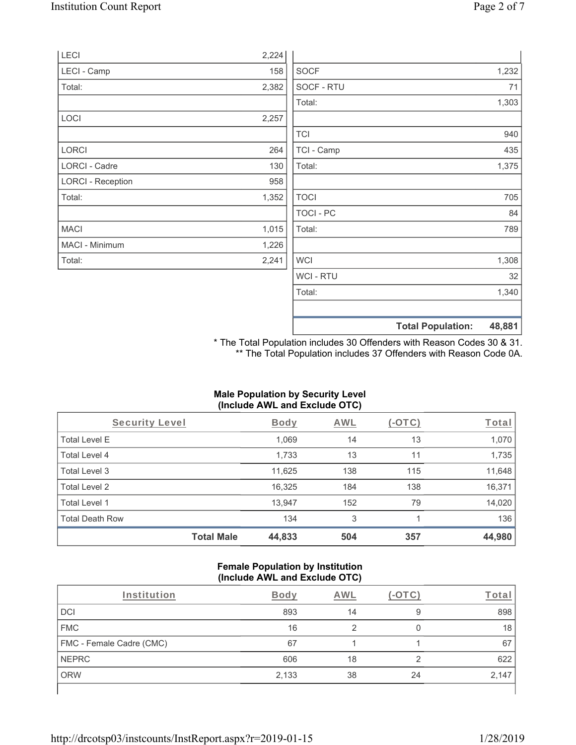| | |
|---|---|
| LECI | 2,224 |
| LECI - Camp | 158 |
| Total: | 2,382 |
| | |
| LOCI | 2,257 |
| | |
| LORCI | 264 |
| LORCI - Cadre | 130 |
| LORCI - Reception | 958 |
| Total: | 1,352 |
| | |
| MACI | 1,015 |
| MACI - Minimum | 1,226 |
| Total: | 2,241 |

| | |
|---|---|
| | |
| SOCF | 1,232 |
| SOCF - RTU | 71 |
| Total: | 1,303 |
| | |
| TCI | 940 |
| TCI - Camp | 435 |
| Total: | 1,375 |
| | |
| TOCI | 705 |
| TOCI - PC | 84 |
| Total: | 789 |
| | |
| WCI | 1,308 |
| WCI - RTU | 32 |
| Total: | 1,340 |
| | |
| **Total Population:** | **48,881** |

\* The Total Population includes 30 Offenders with Reason Codes 30 & 31.
** The Total Population includes 37 Offenders with Reason Code 0A.

**Male Population by Security Level (Include AWL and Exclude OTC)**

| Security Level | Body | AWL | (-OTC) | Total |
|---|---|---|---|---|
| Total Level E | 1,069 | 14 | 13 | 1,070 |
| Total Level 4 | 1,733 | 13 | 11 | 1,735 |
| Total Level 3 | 11,625 | 138 | 115 | 11,648 |
| Total Level 2 | 16,325 | 184 | 138 | 16,371 |
| Total Level 1 | 13,947 | 152 | 79 | 14,020 |
| Total Death Row | 134 | 3 | 1 | 136 |
| **Total Male** | **44,833** | **504** | **357** | **44,980** |

**Female Population by Institution (Include AWL and Exclude OTC)**

| Institution | Body | AWL | (-OTC) | Total |
|---|---|---|---|---|
| DCI | 893 | 14 | 9 | 898 |
| FMC | 16 | 2 | 0 | 18 |
| FMC - Female Cadre (CMC) | 67 | 1 | 1 | 67 |
| NEPRC | 606 | 18 | 2 | 622 |
| ORW | 2,133 | 38 | 24 | 2,147 |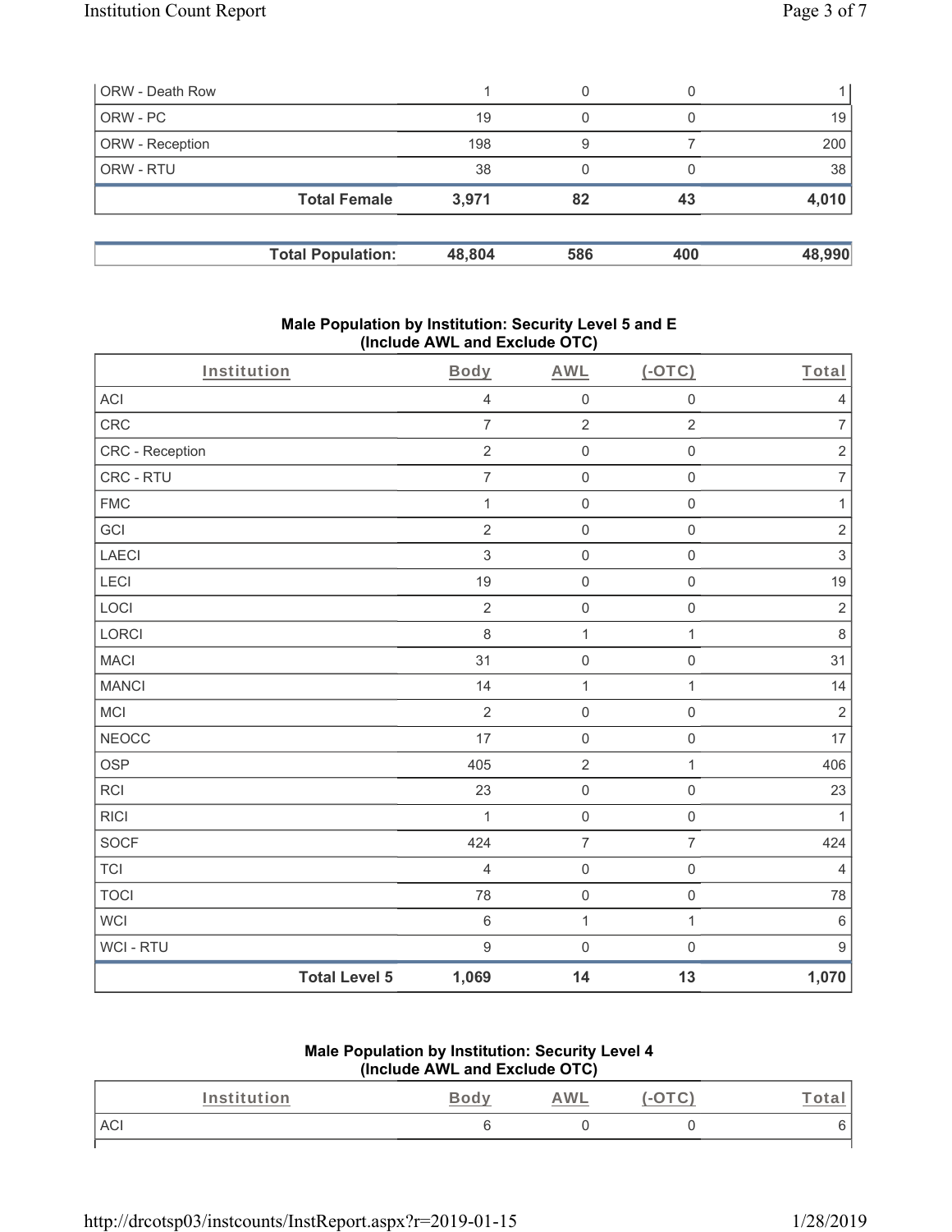| | | | | |
|---|---|---|---|---|
| ORW - Death Row | 1 | 0 | 0 | 1 |
| ORW - PC | 19 | 0 | 0 | 19 |
| ORW - Reception | 198 | 9 | 7 | 200 |
| ORW - RTU | 38 | 0 | 0 | 38 |
| **Total Female** | **3,971** | **82** | **43** | **4,010** |

| | | | | |
|---|---|---|---|---|
| **Total Population:** | **48,804** | **586** | **400** | **48,990** |

### Male Population by Institution: Security Level 5 and E (Include AWL and Exclude OTC)

| Institution | Body | AWL | (-OTC) | Total |
|---|---|---|---|---|
| ACI | 4 | 0 | 0 | 4 |
| CRC | 7 | 2 | 2 | 7 |
| CRC - Reception | 2 | 0 | 0 | 2 |
| CRC - RTU | 7 | 0 | 0 | 7 |
| FMC | 1 | 0 | 0 | 1 |
| GCI | 2 | 0 | 0 | 2 |
| LAECI | 3 | 0 | 0 | 3 |
| LECI | 19 | 0 | 0 | 19 |
| LOCI | 2 | 0 | 0 | 2 |
| LORCI | 8 | 1 | 1 | 8 |
| MACI | 31 | 0 | 0 | 31 |
| MANCI | 14 | 1 | 1 | 14 |
| MCI | 2 | 0 | 0 | 2 |
| NEOCC | 17 | 0 | 0 | 17 |
| OSP | 405 | 2 | 1 | 406 |
| RCI | 23 | 0 | 0 | 23 |
| RICI | 1 | 0 | 0 | 1 |
| SOCF | 424 | 7 | 7 | 424 |
| TCI | 4 | 0 | 0 | 4 |
| TOCI | 78 | 0 | 0 | 78 |
| WCI | 6 | 1 | 1 | 6 |
| WCI - RTU | 9 | 0 | 0 | 9 |
| **Total Level 5** | **1,069** | **14** | **13** | **1,070** |

### Male Population by Institution: Security Level 4 (Include AWL and Exclude OTC)

| Institution | Body | AWL | (-OTC) | Total |
|---|---|---|---|---|
| ACI | 6 | 0 | 0 | 6 |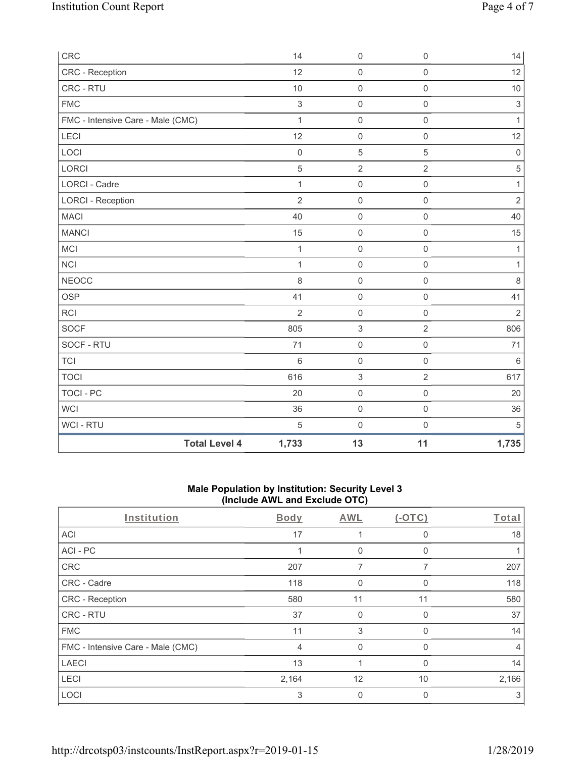| Institution | Body | AWL | (-OTC) | Total |
|---|---|---|---|---|
| CRC | 14 | 0 | 0 | 14 |
| CRC - Reception | 12 | 0 | 0 | 12 |
| CRC - RTU | 10 | 0 | 0 | 10 |
| FMC | 3 | 0 | 0 | 3 |
| FMC - Intensive Care - Male (CMC) | 1 | 0 | 0 | 1 |
| LECI | 12 | 0 | 0 | 12 |
| LOCI | 0 | 5 | 5 | 0 |
| LORCI | 5 | 2 | 2 | 5 |
| LORCI - Cadre | 1 | 0 | 0 | 1 |
| LORCI - Reception | 2 | 0 | 0 | 2 |
| MACI | 40 | 0 | 0 | 40 |
| MANCI | 15 | 0 | 0 | 15 |
| MCI | 1 | 0 | 0 | 1 |
| NCI | 1 | 0 | 0 | 1 |
| NEOCC | 8 | 0 | 0 | 8 |
| OSP | 41 | 0 | 0 | 41 |
| RCI | 2 | 0 | 0 | 2 |
| SOCF | 805 | 3 | 2 | 806 |
| SOCF - RTU | 71 | 0 | 0 | 71 |
| TCI | 6 | 0 | 0 | 6 |
| TOCI | 616 | 3 | 2 | 617 |
| TOCI - PC | 20 | 0 | 0 | 20 |
| WCI | 36 | 0 | 0 | 36 |
| WCI - RTU | 5 | 0 | 0 | 5 |
| **Total Level 4** | **1,733** | **13** | **11** | **1,735** |

## Male Population by Institution: Security Level 3 (Include AWL and Exclude OTC)

| Institution | Body | AWL | (-OTC) | Total |
|---|---|---|---|---|
| ACI | 17 | 1 | 0 | 18 |
| ACI - PC | 1 | 0 | 0 | 1 |
| CRC | 207 | 7 | 7 | 207 |
| CRC - Cadre | 118 | 0 | 0 | 118 |
| CRC - Reception | 580 | 11 | 11 | 580 |
| CRC - RTU | 37 | 0 | 0 | 37 |
| FMC | 11 | 3 | 0 | 14 |
| FMC - Intensive Care - Male (CMC) | 4 | 0 | 0 | 4 |
| LAECI | 13 | 1 | 0 | 14 |
| LECI | 2,164 | 12 | 10 | 2,166 |
| LOCI | 3 | 0 | 0 | 3 |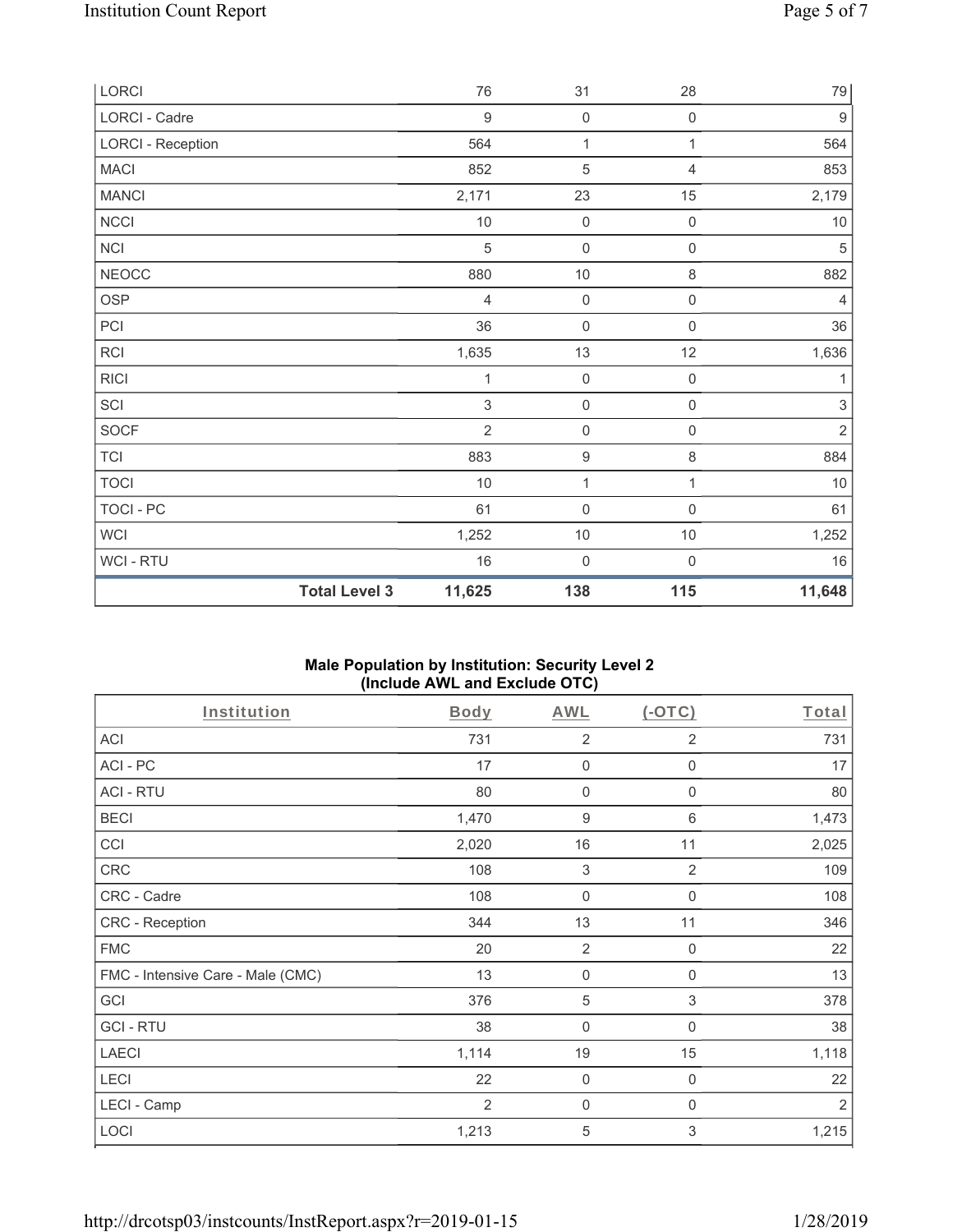| LORCI | 76 | 31 | 28 | 79 |
|---|---|---|---|---|
| LORCI - Cadre | 9 | 0 | 0 | 9 |
| LORCI - Reception | 564 | 1 | 1 | 564 |
| MACI | 852 | 5 | 4 | 853 |
| MANCI | 2,171 | 23 | 15 | 2,179 |
| NCCI | 10 | 0 | 0 | 10 |
| NCI | 5 | 0 | 0 | 5 |
| NEOCC | 880 | 10 | 8 | 882 |
| OSP | 4 | 0 | 0 | 4 |
| PCI | 36 | 0 | 0 | 36 |
| RCI | 1,635 | 13 | 12 | 1,636 |
| RICI | 1 | 0 | 0 | 1 |
| SCI | 3 | 0 | 0 | 3 |
| SOCF | 2 | 0 | 0 | 2 |
| TCI | 883 | 9 | 8 | 884 |
| TOCI | 10 | 1 | 1 | 10 |
| TOCI - PC | 61 | 0 | 0 | 61 |
| WCI | 1,252 | 10 | 10 | 1,252 |
| WCI - RTU | 16 | 0 | 0 | 16 |
| **Total Level 3** | **11,625** | **138** | **115** | **11,648** |

### Male Population by Institution: Security Level 2 (Include AWL and Exclude OTC)

| Institution | Body | AWL | (-OTC) | Total |
|---|---|---|---|---|
| ACI | 731 | 2 | 2 | 731 |
| ACI - PC | 17 | 0 | 0 | 17 |
| ACI - RTU | 80 | 0 | 0 | 80 |
| BECI | 1,470 | 9 | 6 | 1,473 |
| CCI | 2,020 | 16 | 11 | 2,025 |
| CRC | 108 | 3 | 2 | 109 |
| CRC - Cadre | 108 | 0 | 0 | 108 |
| CRC - Reception | 344 | 13 | 11 | 346 |
| FMC | 20 | 2 | 0 | 22 |
| FMC - Intensive Care - Male (CMC) | 13 | 0 | 0 | 13 |
| GCI | 376 | 5 | 3 | 378 |
| GCI - RTU | 38 | 0 | 0 | 38 |
| LAECI | 1,114 | 19 | 15 | 1,118 |
| LECI | 22 | 0 | 0 | 22 |
| LECI - Camp | 2 | 0 | 0 | 2 |
| LOCI | 1,213 | 5 | 3 | 1,215 |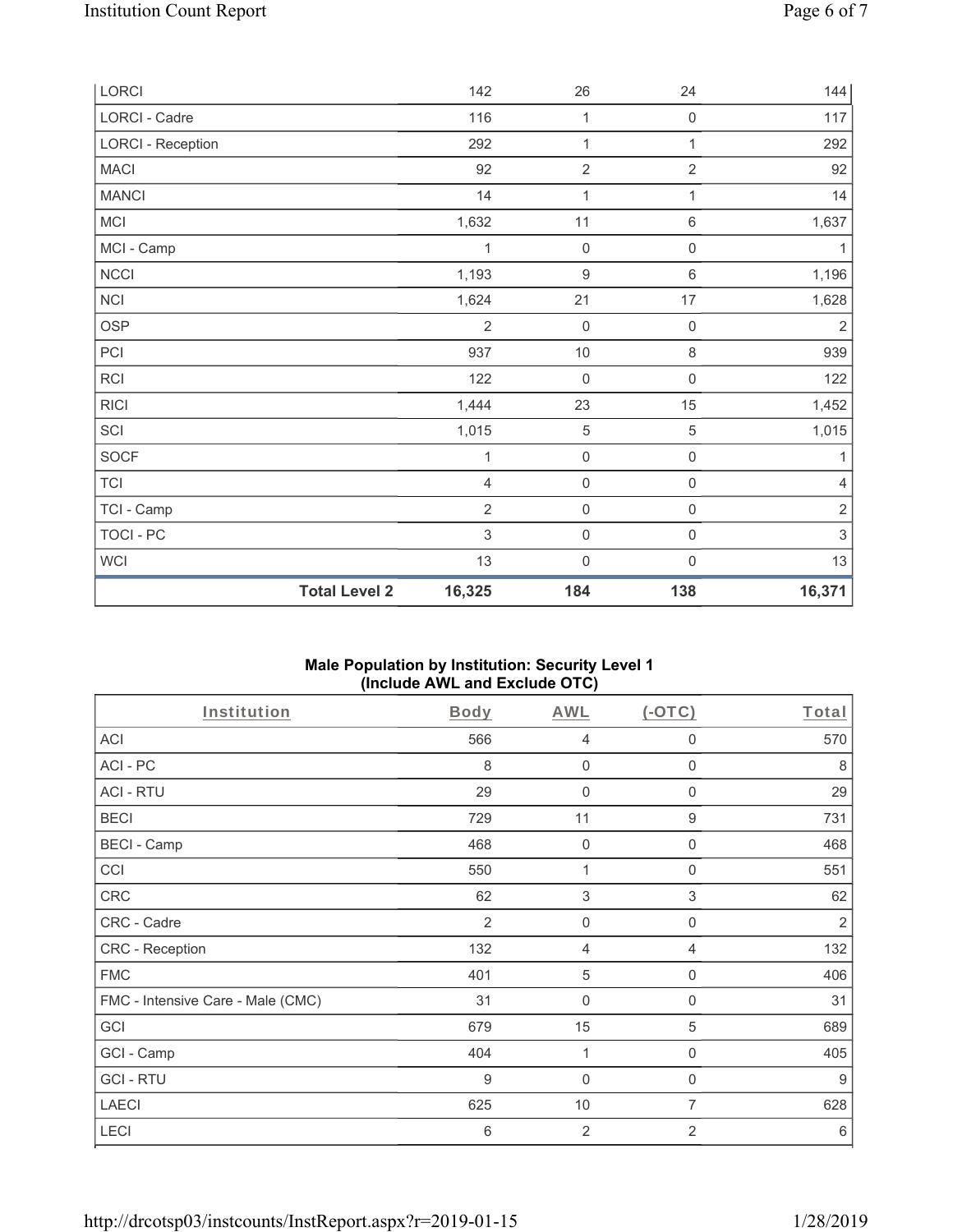| LORCI | 142 | 26 | 24 | 144 |
|---|---|---|---|---|
| LORCI - Cadre | 116 | 1 | 0 | 117 |
| LORCI - Reception | 292 | 1 | 1 | 292 |
| MACI | 92 | 2 | 2 | 92 |
| MANCI | 14 | 1 | 1 | 14 |
| MCI | 1,632 | 11 | 6 | 1,637 |
| MCI - Camp | 1 | 0 | 0 | 1 |
| NCCI | 1,193 | 9 | 6 | 1,196 |
| NCI | 1,624 | 21 | 17 | 1,628 |
| OSP | 2 | 0 | 0 | 2 |
| PCI | 937 | 10 | 8 | 939 |
| RCI | 122 | 0 | 0 | 122 |
| RICI | 1,444 | 23 | 15 | 1,452 |
| SCI | 1,015 | 5 | 5 | 1,015 |
| SOCF | 1 | 0 | 0 | 1 |
| TCI | 4 | 0 | 0 | 4 |
| TCI - Camp | 2 | 0 | 0 | 2 |
| TOCI - PC | 3 | 0 | 0 | 3 |
| WCI | 13 | 0 | 0 | 13 |
| **Total Level 2** | **16,325** | **184** | **138** | **16,371** |

### Male Population by Institution: Security Level 1 (Include AWL and Exclude OTC)

| Institution | Body | AWL | (-OTC) | Total |
|---|---|---|---|---|
| ACI | 566 | 4 | 0 | 570 |
| ACI - PC | 8 | 0 | 0 | 8 |
| ACI - RTU | 29 | 0 | 0 | 29 |
| BECI | 729 | 11 | 9 | 731 |
| BECI - Camp | 468 | 0 | 0 | 468 |
| CCI | 550 | 1 | 0 | 551 |
| CRC | 62 | 3 | 3 | 62 |
| CRC - Cadre | 2 | 0 | 0 | 2 |
| CRC - Reception | 132 | 4 | 4 | 132 |
| FMC | 401 | 5 | 0 | 406 |
| FMC - Intensive Care - Male (CMC) | 31 | 0 | 0 | 31 |
| GCI | 679 | 15 | 5 | 689 |
| GCI - Camp | 404 | 1 | 0 | 405 |
| GCI - RTU | 9 | 0 | 0 | 9 |
| LAECI | 625 | 10 | 7 | 628 |
| LECI | 6 | 2 | 2 | 6 |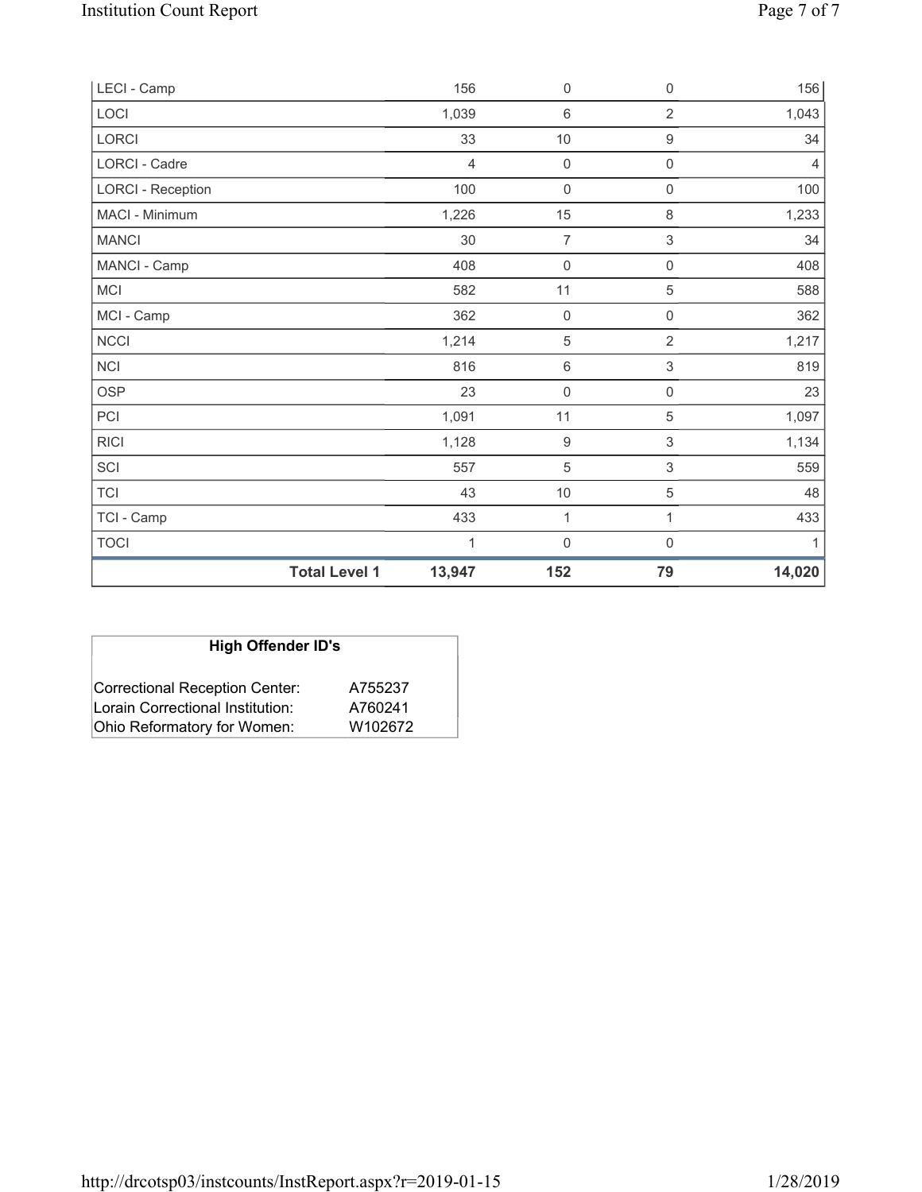| | | | | |
|---|---|---|---|---|
| LECI - Camp | 156 | 0 | 0 | 156 |
| LOCI | 1,039 | 6 | 2 | 1,043 |
| LORCI | 33 | 10 | 9 | 34 |
| LORCI - Cadre | 4 | 0 | 0 | 4 |
| LORCI - Reception | 100 | 0 | 0 | 100 |
| MACI - Minimum | 1,226 | 15 | 8 | 1,233 |
| MANCI | 30 | 7 | 3 | 34 |
| MANCI - Camp | 408 | 0 | 0 | 408 |
| MCI | 582 | 11 | 5 | 588 |
| MCI - Camp | 362 | 0 | 0 | 362 |
| NCCI | 1,214 | 5 | 2 | 1,217 |
| NCI | 816 | 6 | 3 | 819 |
| OSP | 23 | 0 | 0 | 23 |
| PCI | 1,091 | 11 | 5 | 1,097 |
| RICI | 1,128 | 9 | 3 | 1,134 |
| SCI | 557 | 5 | 3 | 559 |
| TCI | 43 | 10 | 5 | 48 |
| TCI - Camp | 433 | 1 | 1 | 433 |
| TOCI | 1 | 0 | 0 | 1 |
| **Total Level 1** | **13,947** | **152** | **79** | **14,020** |

| High Offender ID's | |
|---|---|
| Correctional Reception Center: | A755237 |
| Lorain Correctional Institution: | A760241 |
| Ohio Reformatory for Women: | W102672 |